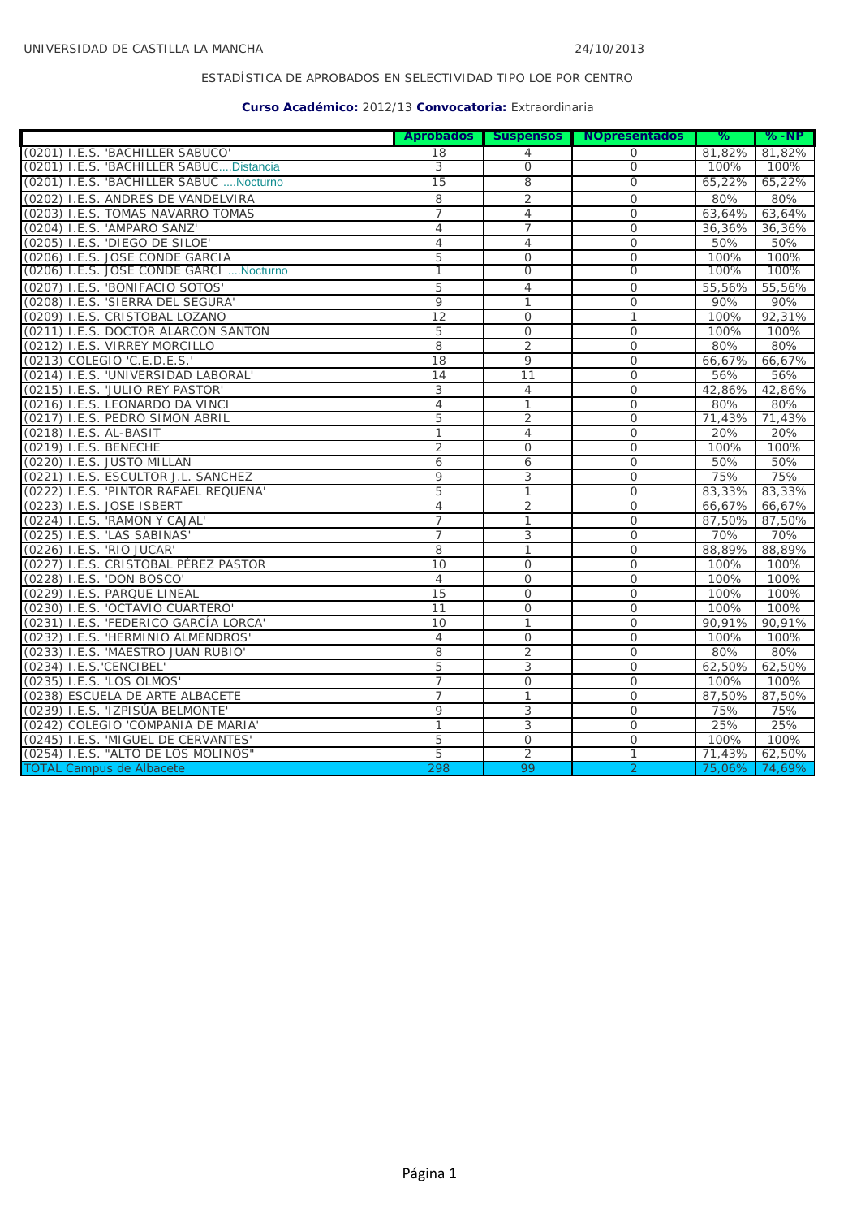UNIVERSIDAD DE CASTILLA LA MANCHA 24/10/2013

ESTADÍSTICA DE APROBADOS EN SELECTIVIDAD TIPO LOE POR CENTRO

**Curso Académico:** 2012/13 **Convocatoria:** Extraordinaria

| | Aprobados | Suspensos | NOpresentados | % | % - NP |
|---|---|---|---|---|---|
| (0201) I.E.S. 'BACHILLER SABUCO' | 18 | 4 | 0 | 81,82% | 81,82% |
| (0201) I.E.S. 'BACHILLER SABUC....Distancia | 3 | 0 | 0 | 100% | 100% |
| (0201) I.E.S. 'BACHILLER SABUC ....Nocturno | 15 | 8 | 0 | 65,22% | 65,22% |
| (0202) I.E.S. ANDRES DE VANDELVIRA | 8 | 2 | 0 | 80% | 80% |
| (0203) I.E.S. TOMAS NAVARRO TOMAS | 7 | 4 | 0 | 63,64% | 63,64% |
| (0204) I.E.S. 'AMPARO SANZ' | 4 | 7 | 0 | 36,36% | 36,36% |
| (0205) I.E.S. 'DIEGO DE SILOE' | 4 | 4 | 0 | 50% | 50% |
| (0206) I.E.S. JOSE CONDE GARCIA | 5 | 0 | 0 | 100% | 100% |
| (0206) I.E.S. JOSE CONDE GARCI ....Nocturno | 1 | 0 | 0 | 100% | 100% |
| (0207) I.E.S. 'BONIFACIO SOTOS' | 5 | 4 | 0 | 55,56% | 55,56% |
| (0208) I.E.S. 'SIERRA DEL SEGURA' | 9 | 1 | 0 | 90% | 90% |
| (0209) I.E.S. CRISTOBAL LOZANO | 12 | 0 | 1 | 100% | 92,31% |
| (0211) I.E.S. DOCTOR ALARCON SANTON | 5 | 0 | 0 | 100% | 100% |
| (0212) I.E.S. VIRREY MORCILLO | 8 | 2 | 0 | 80% | 80% |
| (0213) COLEGIO 'C.E.D.E.S.' | 18 | 9 | 0 | 66,67% | 66,67% |
| (0214) I.E.S. 'UNIVERSIDAD LABORAL' | 14 | 11 | 0 | 56% | 56% |
| (0215) I.E.S. 'JULIO REY PASTOR' | 3 | 4 | 0 | 42,86% | 42,86% |
| (0216) I.E.S. LEONARDO DA VINCI | 4 | 1 | 0 | 80% | 80% |
| (0217) I.E.S. PEDRO SIMON ABRIL | 5 | 2 | 0 | 71,43% | 71,43% |
| (0218) I.E.S. AL-BASIT | 1 | 4 | 0 | 20% | 20% |
| (0219) I.E.S. BENECHE | 2 | 0 | 0 | 100% | 100% |
| (0220) I.E.S. JUSTO MILLAN | 6 | 6 | 0 | 50% | 50% |
| (0221) I.E.S. ESCULTOR J.L. SANCHEZ | 9 | 3 | 0 | 75% | 75% |
| (0222) I.E.S. 'PINTOR RAFAEL REQUENA' | 5 | 1 | 0 | 83,33% | 83,33% |
| (0223) I.E.S. JOSE ISBERT | 4 | 2 | 0 | 66,67% | 66,67% |
| (0224) I.E.S. 'RAMON Y CAJAL' | 7 | 1 | 0 | 87,50% | 87,50% |
| (0225) I.E.S. 'LAS SABINAS' | 7 | 3 | 0 | 70% | 70% |
| (0226) I.E.S. 'RIO JUCAR' | 8 | 1 | 0 | 88,89% | 88,89% |
| (0227) I.E.S. CRISTOBAL PÉREZ PASTOR | 10 | 0 | 0 | 100% | 100% |
| (0228) I.E.S. 'DON BOSCO' | 4 | 0 | 0 | 100% | 100% |
| (0229) I.E.S. PARQUE LINEAL | 15 | 0 | 0 | 100% | 100% |
| (0230) I.E.S. 'OCTAVIO CUARTERO' | 11 | 0 | 0 | 100% | 100% |
| (0231) I.E.S. 'FEDERICO GARCÍA LORCA' | 10 | 1 | 0 | 90,91% | 90,91% |
| (0232) I.E.S. 'HERMINIO ALMENDROS' | 4 | 0 | 0 | 100% | 100% |
| (0233) I.E.S. 'MAESTRO JUAN RUBIO' | 8 | 2 | 0 | 80% | 80% |
| (0234) I.E.S.'CENCIBEL' | 5 | 3 | 0 | 62,50% | 62,50% |
| (0235) I.E.S. 'LOS OLMOS' | 7 | 0 | 0 | 100% | 100% |
| (0238) ESCUELA DE ARTE ALBACETE | 7 | 1 | 0 | 87,50% | 87,50% |
| (0239) I.E.S. 'IZPISÚA BELMONTE' | 9 | 3 | 0 | 75% | 75% |
| (0242) COLEGIO 'COMPAÑIA DE MARIA' | 1 | 3 | 0 | 25% | 25% |
| (0245) I.E.S. 'MIGUEL DE CERVANTES' | 5 | 0 | 0 | 100% | 100% |
| (0254) I.E.S. "ALTO DE LOS MOLINOS" | 5 | 2 | 1 | 71,43% | 62,50% |
| TOTAL Campus de Albacete | 298 | 99 | 2 | 75,06% | 74,69% |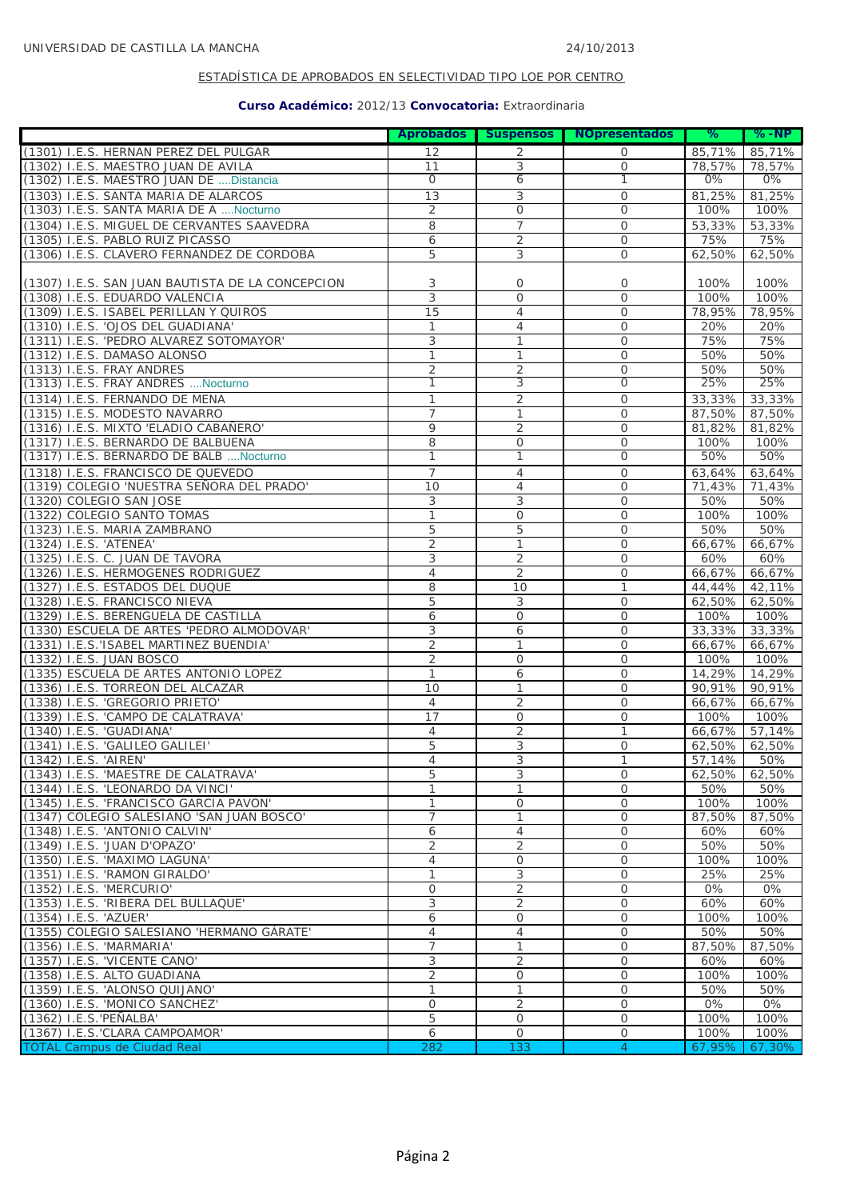UNIVERSIDAD DE CASTILLA LA MANCHA

24/10/2013

ESTADÍSTICA DE APROBADOS EN SELECTIVIDAD TIPO LOE POR CENTRO

**Curso Académico:** 2012/13 **Convocatoria:** Extraordinaria

| | Aprobados | Suspensos | NOpresentados | % | % -NP |
|---|---|---|---|---|---|
| (1301) I.E.S. HERNAN PEREZ DEL PULGAR | 12 | 2 | 0 | 85,71% | 85,71% |
| (1302) I.E.S. MAESTRO JUAN DE AVILA | 11 | 3 | 0 | 78,57% | 78,57% |
| (1302) I.E.S. MAESTRO JUAN DE ....Distancia | 0 | 6 | 1 | 0% | 0% |
| (1303) I.E.S. SANTA MARIA DE ALARCOS | 13 | 3 | 0 | 81,25% | 81,25% |
| (1303) I.E.S. SANTA MARIA DE A ....Nocturno | 2 | 0 | 0 | 100% | 100% |
| (1304) I.E.S. MIGUEL DE CERVANTES SAAVEDRA | 8 | 7 | 0 | 53,33% | 53,33% |
| (1305) I.E.S. PABLO RUIZ PICASSO | 6 | 2 | 0 | 75% | 75% |
| (1306) I.E.S. CLAVERO FERNANDEZ DE CORDOBA | 5 | 3 | 0 | 62,50% | 62,50% |
| (1307) I.E.S. SAN JUAN BAUTISTA DE LA CONCEPCION | 3 | 0 | 0 | 100% | 100% |
| (1308) I.E.S. EDUARDO VALENCIA | 3 | 0 | 0 | 100% | 100% |
| (1309) I.E.S. ISABEL PERILLAN Y QUIROS | 15 | 4 | 0 | 78,95% | 78,95% |
| (1310) I.E.S. 'OJOS DEL GUADIANA' | 1 | 4 | 0 | 20% | 20% |
| (1311) I.E.S. 'PEDRO ALVAREZ SOTOMAYOR' | 3 | 1 | 0 | 75% | 75% |
| (1312) I.E.S. DAMASO ALONSO | 1 | 1 | 0 | 50% | 50% |
| (1313) I.E.S. FRAY ANDRES | 2 | 2 | 0 | 50% | 50% |
| (1313) I.E.S. FRAY ANDRES ....Nocturno | 1 | 3 | 0 | 25% | 25% |
| (1314) I.E.S. FERNANDO DE MENA | 1 | 2 | 0 | 33,33% | 33,33% |
| (1315) I.E.S. MODESTO NAVARRO | 7 | 1 | 0 | 87,50% | 87,50% |
| (1316) I.E.S. MIXTO 'ELADIO CABAÑERO' | 9 | 2 | 0 | 81,82% | 81,82% |
| (1317) I.E.S. BERNARDO DE BALBUENA | 8 | 0 | 0 | 100% | 100% |
| (1317) I.E.S. BERNARDO DE BALB ....Nocturno | 1 | 1 | 0 | 50% | 50% |
| (1318) I.E.S. FRANCISCO DE QUEVEDO | 7 | 4 | 0 | 63,64% | 63,64% |
| (1319) COLEGIO 'NUESTRA SEÑORA DEL PRADO' | 10 | 4 | 0 | 71,43% | 71,43% |
| (1320) COLEGIO SAN JOSE | 3 | 3 | 0 | 50% | 50% |
| (1322) COLEGIO SANTO TOMAS | 1 | 0 | 0 | 100% | 100% |
| (1323) I.E.S. MARIA ZAMBRANO | 5 | 5 | 0 | 50% | 50% |
| (1324) I.E.S. 'ATENEA' | 2 | 1 | 0 | 66,67% | 66,67% |
| (1325) I.E.S. C. JUAN DE TAVORA | 3 | 2 | 0 | 60% | 60% |
| (1326) I.E.S. HERMOGENES RODRIGUEZ | 4 | 2 | 0 | 66,67% | 66,67% |
| (1327) I.E.S. ESTADOS DEL DUQUE | 8 | 10 | 1 | 44,44% | 42,11% |
| (1328) I.E.S. FRANCISCO NIEVA | 5 | 3 | 0 | 62,50% | 62,50% |
| (1329) I.E.S. BERENGUELA DE CASTILLA | 6 | 0 | 0 | 100% | 100% |
| (1330) ESCUELA DE ARTES 'PEDRO ALMODOVAR' | 3 | 6 | 0 | 33,33% | 33,33% |
| (1331) I.E.S.'ISABEL MARTINEZ BUENDIA' | 2 | 1 | 0 | 66,67% | 66,67% |
| (1332) I.E.S. JUAN BOSCO | 2 | 0 | 0 | 100% | 100% |
| (1335) ESCUELA DE ARTES ANTONIO LOPEZ | 1 | 6 | 0 | 14,29% | 14,29% |
| (1336) I.E.S. TORREON DEL ALCAZAR | 10 | 1 | 0 | 90,91% | 90,91% |
| (1338) I.E.S. 'GREGORIO PRIETO' | 4 | 2 | 0 | 66,67% | 66,67% |
| (1339) I.E.S. 'CAMPO DE CALATRAVA' | 17 | 0 | 0 | 100% | 100% |
| (1340) I.E.S. 'GUADIANA' | 4 | 2 | 1 | 66,67% | 57,14% |
| (1341) I.E.S. 'GALILEO GALILEI' | 5 | 3 | 0 | 62,50% | 62,50% |
| (1342) I.E.S. 'AIREN' | 4 | 3 | 1 | 57,14% | 50% |
| (1343) I.E.S. 'MAESTRE DE CALATRAVA' | 5 | 3 | 0 | 62,50% | 62,50% |
| (1344) I.E.S. 'LEONARDO DA VINCI' | 1 | 1 | 0 | 50% | 50% |
| (1345) I.E.S. 'FRANCISCO GARCIA PAVON' | 1 | 0 | 0 | 100% | 100% |
| (1347) COLEGIO SALESIANO 'SAN JUAN BOSCO' | 7 | 1 | 0 | 87,50% | 87,50% |
| (1348) I.E.S. 'ANTONIO CALVIN' | 6 | 4 | 0 | 60% | 60% |
| (1349) I.E.S. 'JUAN D'OPAZO' | 2 | 2 | 0 | 50% | 50% |
| (1350) I.E.S. 'MAXIMO LAGUNA' | 4 | 0 | 0 | 100% | 100% |
| (1351) I.E.S. 'RAMON GIRALDO' | 1 | 3 | 0 | 25% | 25% |
| (1352) I.E.S. 'MERCURIO' | 0 | 2 | 0 | 0% | 0% |
| (1353) I.E.S. 'RIBERA DEL BULLAQUE' | 3 | 2 | 0 | 60% | 60% |
| (1354) I.E.S. 'AZUER' | 6 | 0 | 0 | 100% | 100% |
| (1355) COLEGIO SALESIANO 'HERMANO GÁRATE' | 4 | 4 | 0 | 50% | 50% |
| (1356) I.E.S. 'MARMARIA' | 7 | 1 | 0 | 87,50% | 87,50% |
| (1357) I.E.S. 'VICENTE CANO' | 3 | 2 | 0 | 60% | 60% |
| (1358) I.E.S. ALTO GUADIANA | 2 | 0 | 0 | 100% | 100% |
| (1359) I.E.S. 'ALONSO QUIJANO' | 1 | 1 | 0 | 50% | 50% |
| (1360) I.E.S. 'MONICO SANCHEZ' | 0 | 2 | 0 | 0% | 0% |
| (1362) I.E.S.'PEÑALBA' | 5 | 0 | 0 | 100% | 100% |
| (1367) I.E.S.'CLARA CAMPOAMOR' | 6 | 0 | 0 | 100% | 100% |
| TOTAL Campus de Ciudad Real | 282 | 133 | 4 | 67,95% | 67,30% |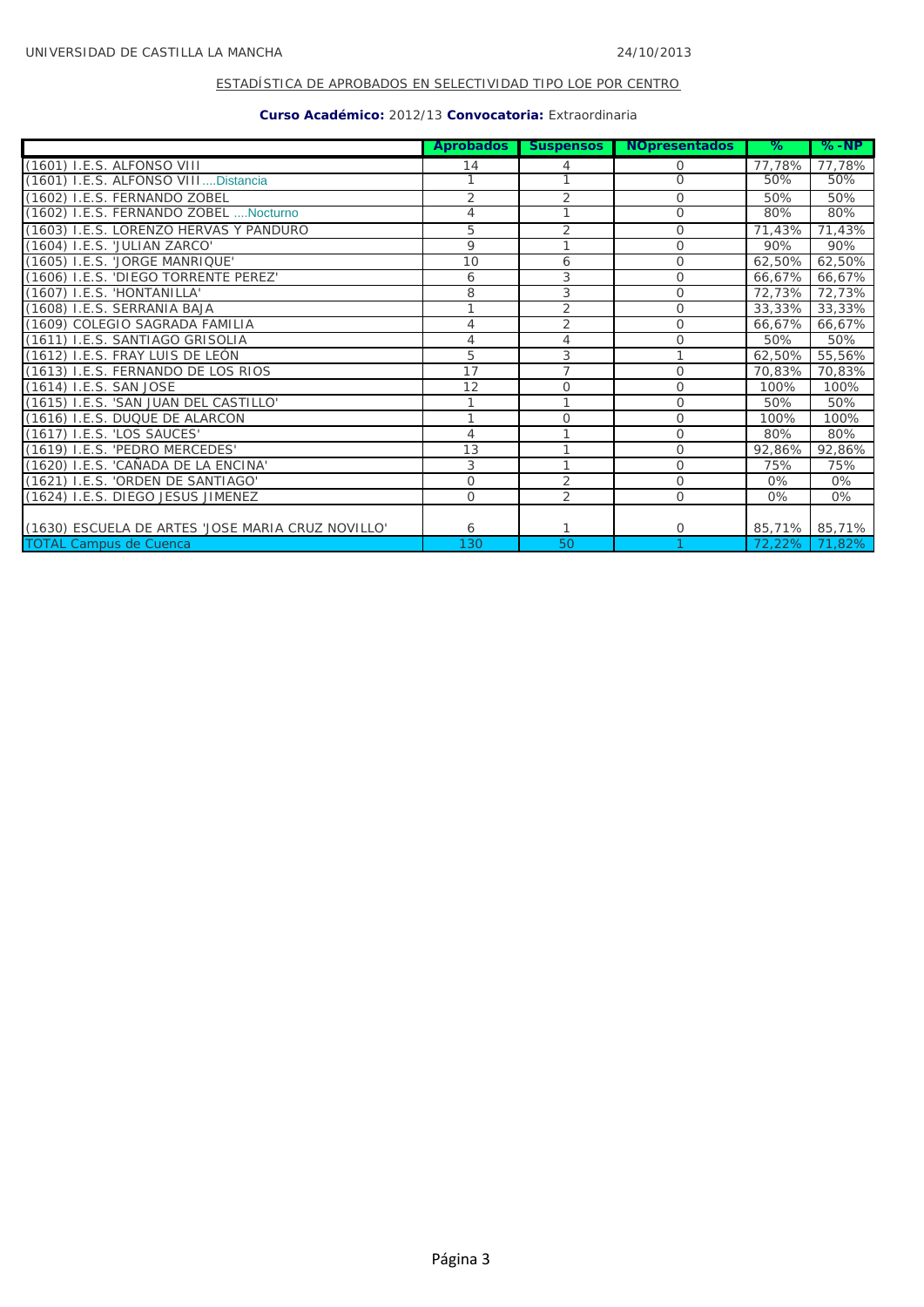UNIVERSIDAD DE CASTILLA LA MANCHA 24/10/2013

ESTADÍSTICA DE APROBADOS EN SELECTIVIDAD TIPO LOE POR CENTRO

**Curso Académico:** 2012/13 **Convocatoria:** Extraordinaria

| | Aprobados | Suspensos | NOpresentados | % | % - NP |
|---|---|---|---|---|---|
| (1601) I.E.S. ALFONSO VIII | 14 | 4 | 0 | 77,78% | 77,78% |
| (1601) I.E.S. ALFONSO VIII ....Distancia | 1 | 1 | 0 | 50% | 50% |
| (1602) I.E.S. FERNANDO ZOBEL | 2 | 2 | 0 | 50% | 50% |
| (1602) I.E.S. FERNANDO ZOBEL ....Nocturno | 4 | 1 | 0 | 80% | 80% |
| (1603) I.E.S. LORENZO HERVAS Y PANDURO | 5 | 2 | 0 | 71,43% | 71,43% |
| (1604) I.E.S. 'JULIAN ZARCO' | 9 | 1 | 0 | 90% | 90% |
| (1605) I.E.S. 'JORGE MANRIQUE' | 10 | 6 | 0 | 62,50% | 62,50% |
| (1606) I.E.S. 'DIEGO TORRENTE PEREZ' | 6 | 3 | 0 | 66,67% | 66,67% |
| (1607) I.E.S. 'HONTANILLA' | 8 | 3 | 0 | 72,73% | 72,73% |
| (1608) I.E.S. SERRANIA BAJA | 1 | 2 | 0 | 33,33% | 33,33% |
| (1609) COLEGIO SAGRADA FAMILIA | 4 | 2 | 0 | 66,67% | 66,67% |
| (1611) I.E.S. SANTIAGO GRISOLIA | 4 | 4 | 0 | 50% | 50% |
| (1612) I.E.S. FRAY LUIS DE LEÓN | 5 | 3 | 1 | 62,50% | 55,56% |
| (1613) I.E.S. FERNANDO DE LOS RIOS | 17 | 7 | 0 | 70,83% | 70,83% |
| (1614) I.E.S. SAN JOSE | 12 | 0 | 0 | 100% | 100% |
| (1615) I.E.S. 'SAN JUAN DEL CASTILLO' | 1 | 1 | 0 | 50% | 50% |
| (1616) I.E.S. DUQUE DE ALARCON | 1 | 0 | 0 | 100% | 100% |
| (1617) I.E.S. 'LOS SAUCES' | 4 | 1 | 0 | 80% | 80% |
| (1619) I.E.S. 'PEDRO MERCEDES' | 13 | 1 | 0 | 92,86% | 92,86% |
| (1620) I.E.S. 'CAÑADA DE LA ENCINA' | 3 | 1 | 0 | 75% | 75% |
| (1621) I.E.S. 'ORDEN DE SANTIAGO' | 0 | 2 | 0 | 0% | 0% |
| (1624) I.E.S. DIEGO JESUS JIMENEZ | 0 | 2 | 0 | 0% | 0% |
| (1630) ESCUELA DE ARTES 'JOSE MARIA CRUZ NOVILLO' | 6 | 1 | 0 | 85,71% | 85,71% |
| TOTAL Campus de Cuenca | 130 | 50 | 1 | 72,22% | 71,82% |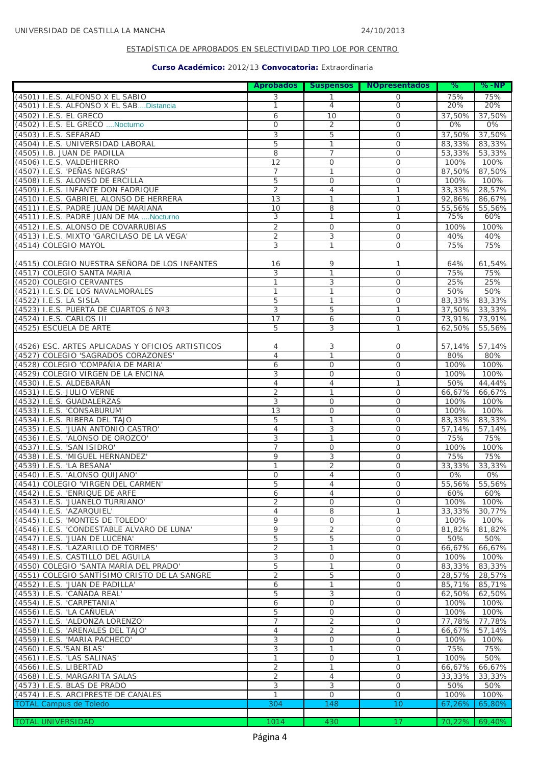UNIVERSIDAD DE CASTILLA LA MANCHA 24/10/2013

## ESTADÍSTICA DE APROBADOS EN SELECTIVIDAD TIPO LOE POR CENTRO

**Curso Académico:** 2012/13 **Convocatoria:** Extraordinaria

| | Aprobados | Suspensos | NOpresentados | % | % - NP |
|---|---|---|---|---|---|
| (4501) I.E.S. ALFONSO X EL SABIO | 3 | 1 | 0 | 75% | 75% |
| (4501) I.E.S. ALFONSO X EL SAB....Distancia | 1 | 4 | 0 | 20% | 20% |
| (4502) I.E.S. EL GRECO | 6 | 10 | 0 | 37,50% | 37,50% |
| (4502) I.E.S. EL GRECO ....Nocturno | 0 | 2 | 0 | 0% | 0% |
| (4503) I.E.S. SEFARAD | 3 | 5 | 0 | 37,50% | 37,50% |
| (4504) I.E.S. UNIVERSIDAD LABORAL | 5 | 1 | 0 | 83,33% | 83,33% |
| (4505) I.B. JUAN DE PADILLA | 8 | 7 | 0 | 53,33% | 53,33% |
| (4506) I.E.S. VALDEHIERRO | 12 | 0 | 0 | 100% | 100% |
| (4507) I.E.S. 'PEÑAS NEGRAS' | 7 | 1 | 0 | 87,50% | 87,50% |
| (4508) I.E.S. ALONSO DE ERCILLA | 5 | 0 | 0 | 100% | 100% |
| (4509) I.E.S. INFANTE DON FADRIQUE | 2 | 4 | 1 | 33,33% | 28,57% |
| (4510) I.E.S. GABRIEL ALONSO DE HERRERA | 13 | 1 | 1 | 92,86% | 86,67% |
| (4511) I.E.S. PADRE JUAN DE MARIANA | 10 | 8 | 0 | 55,56% | 55,56% |
| (4511) I.E.S. PADRE JUAN DE MA ....Nocturno | 3 | 1 | 1 | 75% | 60% |
| (4512) I.E.S. ALONSO DE COVARRUBIAS | 2 | 0 | 0 | 100% | 100% |
| (4513) I.E.S. MIXTO 'GARCILASO DE LA VEGA' | 2 | 3 | 0 | 40% | 40% |
| (4514) COLEGIO MAYOL | 3 | 1 | 0 | 75% | 75% |
| (4515) COLEGIO NUESTRA SEÑORA DE LOS INFANTES | 16 | 9 | 1 | 64% | 61,54% |
| (4517) COLEGIO SANTA MARIA | 3 | 1 | 0 | 75% | 75% |
| (4520) COLEGIO CERVANTES | 1 | 3 | 0 | 25% | 25% |
| (4521) I.E.S.DE LOS NAVALMORALES | 1 | 1 | 0 | 50% | 50% |
| (4522) I.E.S. LA SISLA | 5 | 1 | 0 | 83,33% | 83,33% |
| (4523) I.E.S. PUERTA DE CUARTOS ó Nº3 | 3 | 5 | 1 | 37,50% | 33,33% |
| (4524) I.E.S. CARLOS III | 17 | 6 | 0 | 73,91% | 73,91% |
| (4525) ESCUELA DE ARTE | 5 | 3 | 1 | 62,50% | 55,56% |
| (4526) ESC. ARTES APLICADAS Y OFICIOS ARTISTICOS | 4 | 3 | 0 | 57,14% | 57,14% |
| (4527) COLEGIO 'SAGRADOS CORAZONES' | 4 | 1 | 0 | 80% | 80% |
| (4528) COLEGIO 'COMPAÑIA DE MARIA' | 6 | 0 | 0 | 100% | 100% |
| (4529) COLEGIO VIRGEN DE LA ENCINA | 3 | 0 | 0 | 100% | 100% |
| (4530) I.E.S. ALDEBARÁN | 4 | 4 | 1 | 50% | 44,44% |
| (4531) I.E.S. JULIO VERNE | 2 | 1 | 0 | 66,67% | 66,67% |
| (4532) I.E.S. GUADALERZAS | 3 | 0 | 0 | 100% | 100% |
| (4533) I.E.S. 'CONSABURUM' | 13 | 0 | 0 | 100% | 100% |
| (4534) I.E.S. RIBERA DEL TAJO | 5 | 1 | 0 | 83,33% | 83,33% |
| (4535) I.E.S. 'JUAN ANTONIO CASTRO' | 4 | 3 | 0 | 57,14% | 57,14% |
| (4536) I.E.S. 'ALONSO DE OROZCO' | 3 | 1 | 0 | 75% | 75% |
| (4537) I.E.S. 'SAN ISIDRO' | 7 | 0 | 0 | 100% | 100% |
| (4538) I.E.S. 'MIGUEL HERNANDEZ' | 9 | 3 | 0 | 75% | 75% |
| (4539) I.E.S. 'LA BESANA' | 1 | 2 | 0 | 33,33% | 33,33% |
| (4540) I.E.S. 'ALONSO QUIJANO' | 0 | 4 | 0 | 0% | 0% |
| (4541) COLEGIO 'VIRGEN DEL CARMEN' | 5 | 4 | 0 | 55,56% | 55,56% |
| (4542) I.E.S. 'ENRIQUE DE ARFE | 6 | 4 | 0 | 60% | 60% |
| (4543) I.E.S. 'JUANELO TURRIANO' | 2 | 0 | 0 | 100% | 100% |
| (4544) I.E.S. 'AZARQUIEL' | 4 | 8 | 1 | 33,33% | 30,77% |
| (4545) I.E.S. 'MONTES DE TOLEDO' | 9 | 0 | 0 | 100% | 100% |
| (4546) I.E.S. 'CONDESTABLE ALVARO DE LUNA' | 9 | 2 | 0 | 81,82% | 81,82% |
| (4547) I.E.S. 'JUAN DE LUCENA' | 5 | 5 | 0 | 50% | 50% |
| (4548) I.E.S. 'LAZARILLO DE TORMES' | 2 | 1 | 0 | 66,67% | 66,67% |
| (4549) I.E.S. CASTILLO DEL AGUILA | 3 | 0 | 0 | 100% | 100% |
| (4550) COLEGIO 'SANTA MARÍA DEL PRADO' | 5 | 1 | 0 | 83,33% | 83,33% |
| (4551) COLEGIO SANTÍSIMO CRISTO DE LA SANGRE | 2 | 5 | 0 | 28,57% | 28,57% |
| (4552) I.E.S. 'JUAN DE PADILLA' | 6 | 1 | 0 | 85,71% | 85,71% |
| (4553) I.E.S. 'CAÑADA REAL' | 5 | 3 | 0 | 62,50% | 62,50% |
| (4554) I.E.S. 'CARPETANIA' | 6 | 0 | 0 | 100% | 100% |
| (4556) I.E.S. 'LA CAÑUELA' | 5 | 0 | 0 | 100% | 100% |
| (4557) I.E.S. 'ALDONZA LORENZO' | 7 | 2 | 0 | 77,78% | 77,78% |
| (4558) I.E.S. 'ARENALES DEL TAJO' | 4 | 2 | 1 | 66,67% | 57,14% |
| (4559) I.E.S. 'MARIA PACHECO' | 3 | 0 | 0 | 100% | 100% |
| (4560) I.E.S.'SAN BLAS' | 3 | 1 | 0 | 75% | 75% |
| (4561) I.E.S. 'LAS SALINAS' | 1 | 0 | 1 | 100% | 50% |
| (4566) I.E.S. LIBERTAD | 2 | 1 | 0 | 66,67% | 66,67% |
| (4568) I.E.S. MARGARITA SALAS | 2 | 4 | 0 | 33,33% | 33,33% |
| (4573) I.E.S. BLAS DE PRADO | 3 | 3 | 0 | 50% | 50% |
| (4574) I.E.S. ARCIPRESTE DE CANALES | 1 | 0 | 0 | 100% | 100% |
| TOTAL Campus de Toledo | 304 | 148 | 10 | 67,26% | 65,80% |
| TOTAL UNIVERSIDAD | 1014 | 430 | 17 | 70,22% | 69,40% |